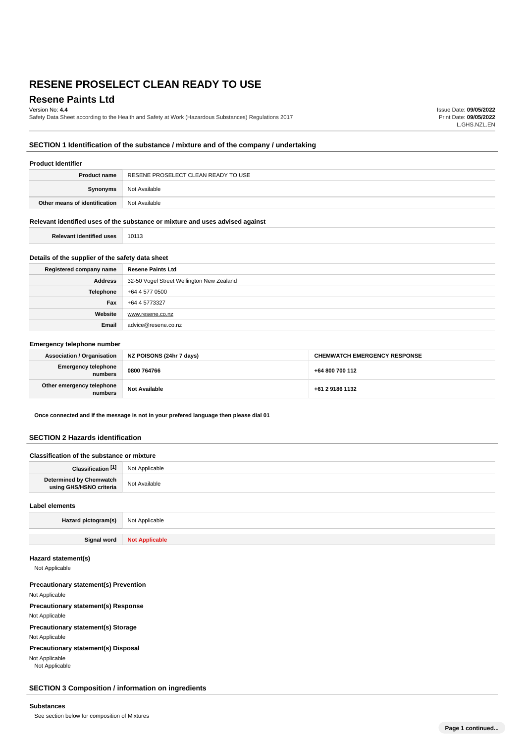# RESENE PROSELECT CLEAN READY TO USE

## Resene Paints Ltd

Version No: **4.4**

Safety Data Sheet according to the Health and Safety at Work (Hazardous Substances) Regulations 2017

Issue Date: **09/05/2022**
Print Date: **09/05/2022**
L.GHS.NZL.EN

### SECTION 1 Identification of the substance / mixture and of the company / undertaking

#### Product Identifier

| | |
|---|---|
| **Product name** | RESENE PROSELECT CLEAN READY TO USE |
| **Synonyms** | Not Available |
| **Other means of identification** | Not Available |

#### Relevant identified uses of the substance or mixture and uses advised against

| | |
|---|---|
| **Relevant identified uses** | 10113 |

#### Details of the supplier of the safety data sheet

| | |
|---|---|
| **Registered company name** | **Resene Paints Ltd** |
| **Address** | 32-50 Vogel Street Wellington New Zealand |
| **Telephone** | +64 4 577 0500 |
| **Fax** | +64 4 5773327 |
| **Website** | www.resene.co.nz |
| **Email** | advice@resene.co.nz |

#### Emergency telephone number

| **Association / Organisation** | **NZ POISONS (24hr 7 days)** | **CHEMWATCH EMERGENCY RESPONSE** |
|---|---|---|
| **Emergency telephone numbers** | **0800 764766** | **+64 800 700 112** |
| **Other emergency telephone numbers** | **Not Available** | **+61 2 9186 1132** |

**Once connected and if the message is not in your prefered language then please dial 01**

### SECTION 2 Hazards identification

#### Classification of the substance or mixture

| | |
|---|---|
| **Classification [1]** | Not Applicable |
| **Determined by Chemwatch using GHS/HSNO criteria** | Not Available |

#### Label elements

| | |
|---|---|
| **Hazard pictogram(s)** | Not Applicable |
| **Signal word** | **Not Applicable** |

#### Hazard statement(s)

Not Applicable

#### Precautionary statement(s) Prevention

Not Applicable

#### Precautionary statement(s) Response

Not Applicable

#### Precautionary statement(s) Storage

Not Applicable

#### Precautionary statement(s) Disposal

Not Applicable
Not Applicable

### SECTION 3 Composition / information on ingredients

#### Substances

See section below for composition of Mixtures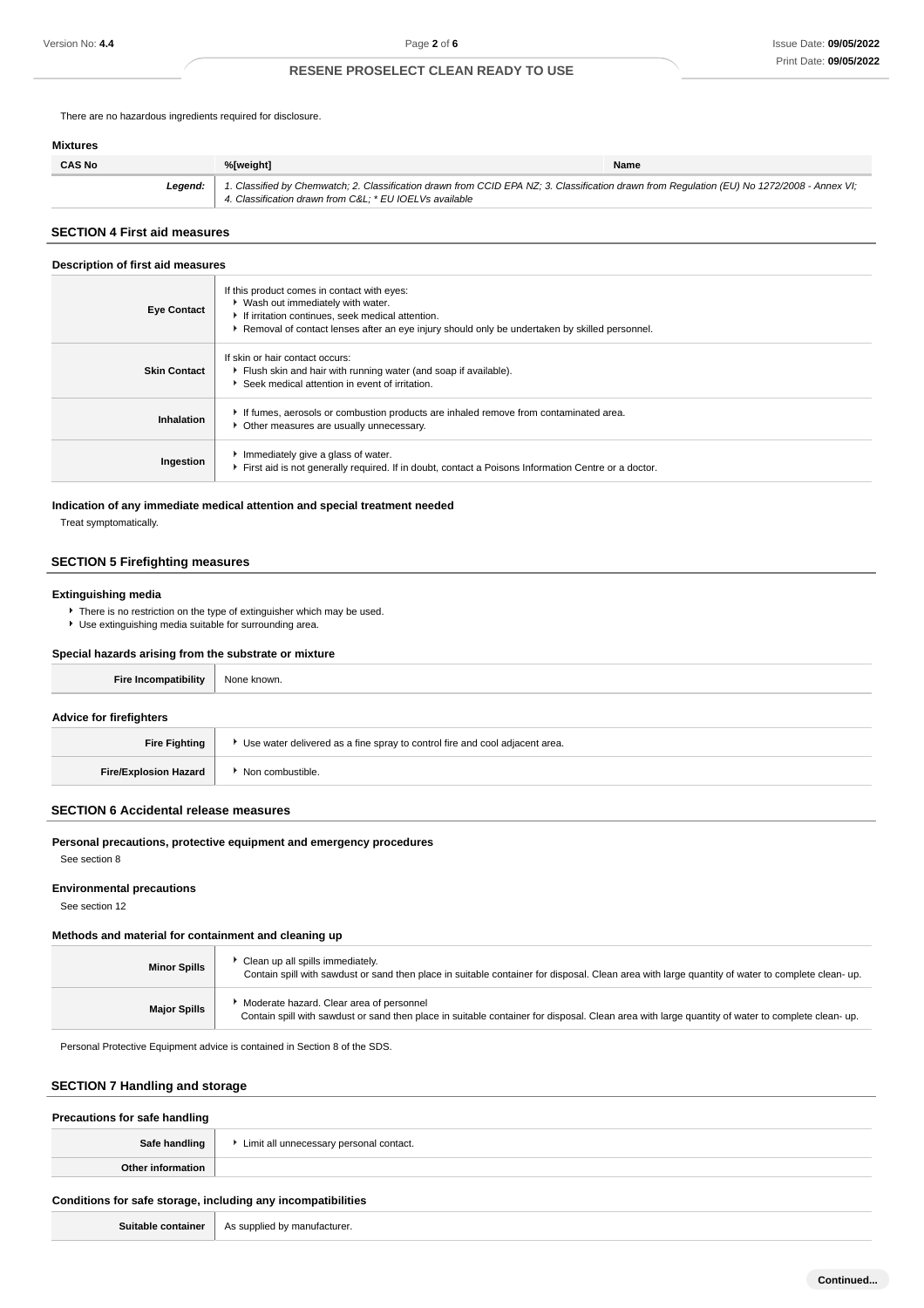There are no hazardous ingredients required for disclosure.

### Mixtures

| CAS No | %[weight] | Name |
|---|---|---|
| **Legend:** | *1. Classified by Chemwatch; 2. Classification drawn from CCID EPA NZ; 3. Classification drawn from Regulation (EU) No 1272/2008 - Annex VI; 4. Classification drawn from C&L; * EU IOELVs available* | |

## SECTION 4 First aid measures

### Description of first aid measures

| | |
|---|---|
| **Eye Contact** | If this product comes in contact with eyes:<br>▸ Wash out immediately with water.<br>▸ If irritation continues, seek medical attention.<br>▸ Removal of contact lenses after an eye injury should only be undertaken by skilled personnel. |
| **Skin Contact** | If skin or hair contact occurs:<br>▸ Flush skin and hair with running water (and soap if available).<br>▸ Seek medical attention in event of irritation. |
| **Inhalation** | ▸ If fumes, aerosols or combustion products are inhaled remove from contaminated area.<br>▸ Other measures are usually unnecessary. |
| **Ingestion** | ▸ Immediately give a glass of water.<br>▸ First aid is not generally required. If in doubt, contact a Poisons Information Centre or a doctor. |

### Indication of any immediate medical attention and special treatment needed

Treat symptomatically.

## SECTION 5 Firefighting measures

### Extinguishing media

- There is no restriction on the type of extinguisher which may be used.
- Use extinguishing media suitable for surrounding area.

### Special hazards arising from the substrate or mixture

| | |
|---|---|
| **Fire Incompatibility** | None known. |

### Advice for firefighters

| | |
|---|---|
| **Fire Fighting** | ▸ Use water delivered as a fine spray to control fire and cool adjacent area. |
| **Fire/Explosion Hazard** | ▸ Non combustible. |

## SECTION 6 Accidental release measures

### Personal precautions, protective equipment and emergency procedures

See section 8

### Environmental precautions

See section 12

### Methods and material for containment and cleaning up

| | |
|---|---|
| **Minor Spills** | ▸ Clean up all spills immediately.<br>Contain spill with sawdust or sand then place in suitable container for disposal. Clean area with large quantity of water to complete clean- up. |
| **Major Spills** | ▸ Moderate hazard. Clear area of personnel<br>Contain spill with sawdust or sand then place in suitable container for disposal. Clean area with large quantity of water to complete clean- up. |

Personal Protective Equipment advice is contained in Section 8 of the SDS.

## SECTION 7 Handling and storage

### Precautions for safe handling

| | |
|---|---|
| **Safe handling** | ▸ Limit all unnecessary personal contact. |
| **Other information** | |

### Conditions for safe storage, including any incompatibilities

| | |
|---|---|
| **Suitable container** | As supplied by manufacturer. |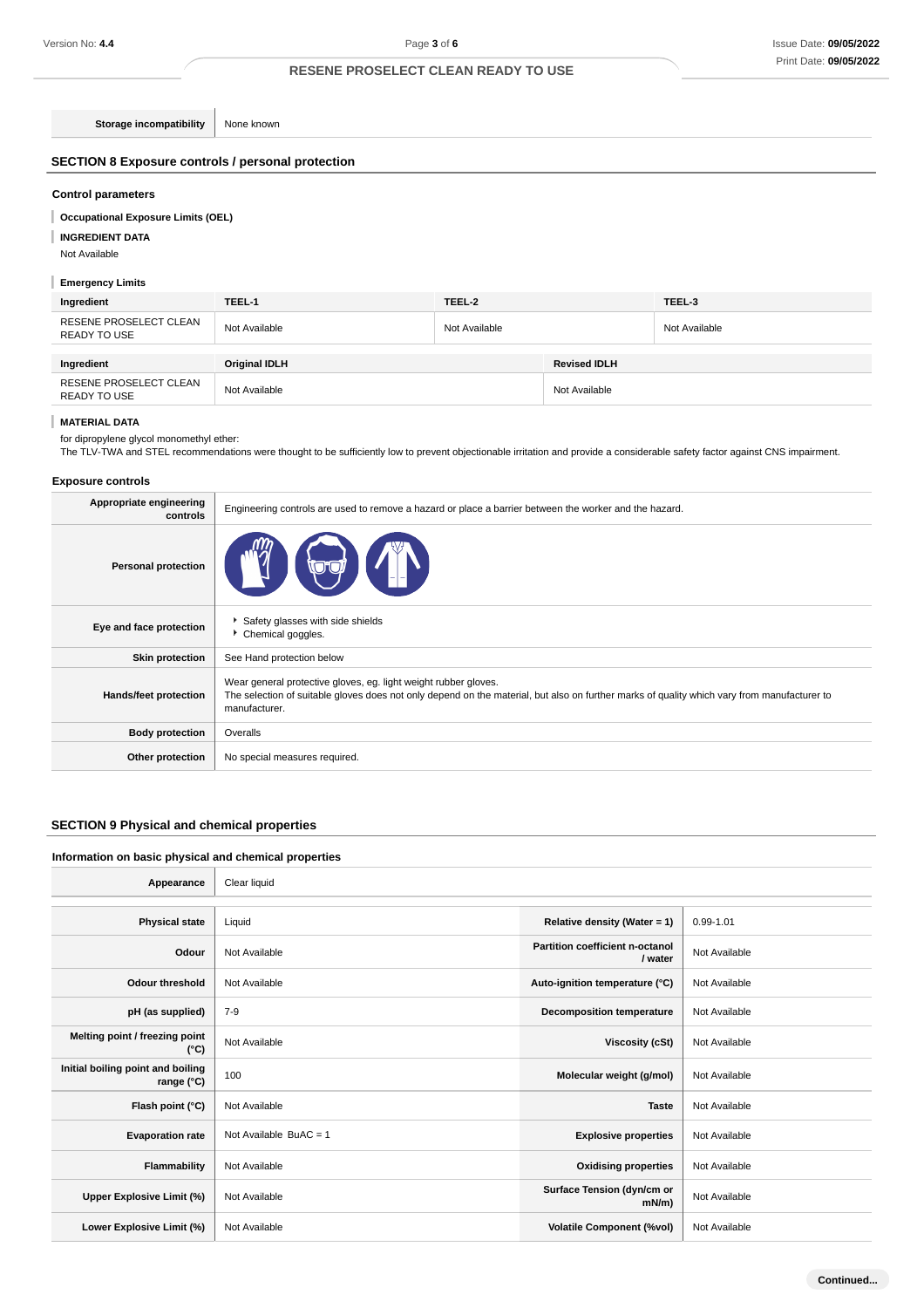| Storage incompatibility | None known |
|---|---|

## SECTION 8 Exposure controls / personal protection

### Control parameters

**Occupational Exposure Limits (OEL)**

**INGREDIENT DATA**

Not Available

**Emergency Limits**

| Ingredient | TEEL-1 | TEEL-2 | TEEL-3 |
|---|---|---|---|
| RESENE PROSELECT CLEAN READY TO USE | Not Available | Not Available | Not Available |

| Ingredient | Original IDLH | Revised IDLH |
|---|---|---|
| RESENE PROSELECT CLEAN READY TO USE | Not Available | Not Available |

**MATERIAL DATA**

for dipropylene glycol monomethyl ether:
The TLV-TWA and STEL recommendations were thought to be sufficiently low to prevent objectionable irritation and provide a considerable safety factor against CNS impairment.

### Exposure controls

| Appropriate engineering controls | Engineering controls are used to remove a hazard or place a barrier between the worker and the hazard. |
|---|---|
| Personal protection | |
| Eye and face protection | - Safety glasses with side shields<br>- Chemical goggles. |
| Skin protection | See Hand protection below |
| Hands/feet protection | Wear general protective gloves, eg. light weight rubber gloves.<br>The selection of suitable gloves does not only depend on the material, but also on further marks of quality which vary from manufacturer to manufacturer. |
| Body protection | Overalls |
| Other protection | No special measures required. |

## SECTION 9 Physical and chemical properties

### Information on basic physical and chemical properties

| Appearance | Clear liquid | | |
|---|---|---|---|
| Physical state | Liquid | Relative density (Water = 1) | 0.99-1.01 |
| Odour | Not Available | Partition coefficient n-octanol / water | Not Available |
| Odour threshold | Not Available | Auto-ignition temperature (°C) | Not Available |
| pH (as supplied) | 7-9 | Decomposition temperature | Not Available |
| Melting point / freezing point (°C) | Not Available | Viscosity (cSt) | Not Available |
| Initial boiling point and boiling range (°C) | 100 | Molecular weight (g/mol) | Not Available |
| Flash point (°C) | Not Available | Taste | Not Available |
| Evaporation rate | Not Available BuAC = 1 | Explosive properties | Not Available |
| Flammability | Not Available | Oxidising properties | Not Available |
| Upper Explosive Limit (%) | Not Available | Surface Tension (dyn/cm or mN/m) | Not Available |
| Lower Explosive Limit (%) | Not Available | Volatile Component (%vol) | Not Available |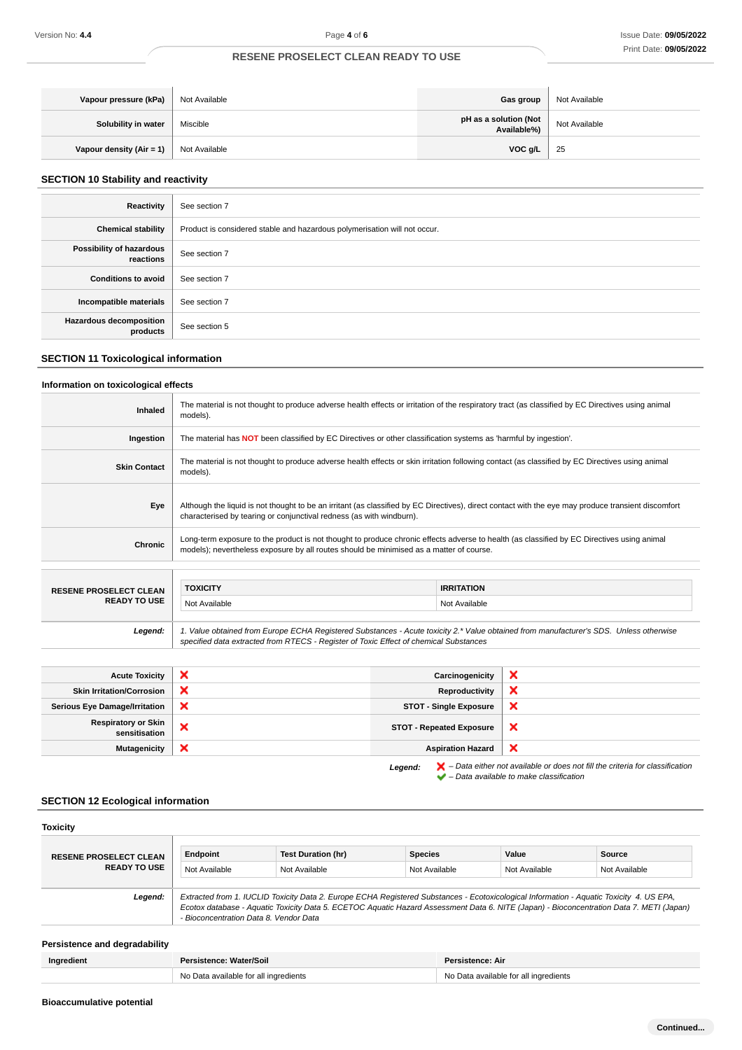| | | | |
|---|---|---|---|
| **Vapour pressure (kPa)** | Not Available | **Gas group** | Not Available |
| **Solubility in water** | Miscible | **pH as a solution (Not Available%)** | Not Available |
| **Vapour density (Air = 1)** | Not Available | **VOC g/L** | 25 |

## SECTION 10 Stability and reactivity

| | |
|---|---|
| **Reactivity** | See section 7 |
| **Chemical stability** | Product is considered stable and hazardous polymerisation will not occur. |
| **Possibility of hazardous reactions** | See section 7 |
| **Conditions to avoid** | See section 7 |
| **Incompatible materials** | See section 7 |
| **Hazardous decomposition products** | See section 5 |

## SECTION 11 Toxicological information

### Information on toxicological effects

| | |
|---|---|
| **Inhaled** | The material is not thought to produce adverse health effects or irritation of the respiratory tract (as classified by EC Directives using animal models). |
| **Ingestion** | The material has **NOT** been classified by EC Directives or other classification systems as 'harmful by ingestion'. |
| **Skin Contact** | The material is not thought to produce adverse health effects or skin irritation following contact (as classified by EC Directives using animal models). |
| **Eye** | Although the liquid is not thought to be an irritant (as classified by EC Directives), direct contact with the eye may produce transient discomfort characterised by tearing or conjunctival redness (as with windburn). |
| **Chronic** | Long-term exposure to the product is not thought to produce chronic effects adverse to health (as classified by EC Directives using animal models); nevertheless exposure by all routes should be minimised as a matter of course. |

| | TOXICITY | IRRITATION |
|---|---|---|
| **RESENE PROSELECT CLEAN READY TO USE** | Not Available | Not Available |

***Legend:*** *1. Value obtained from Europe ECHA Registered Substances - Acute toxicity 2.\* Value obtained from manufacturer's SDS. Unless otherwise specified data extracted from RTECS - Register of Toxic Effect of chemical Substances*

| | | | |
|---|---|---|---|
| **Acute Toxicity** | ❌ | **Carcinogenicity** | ❌ |
| **Skin Irritation/Corrosion** | ❌ | **Reproductivity** | ❌ |
| **Serious Eye Damage/Irritation** | ❌ | **STOT - Single Exposure** | ❌ |
| **Respiratory or Skin sensitisation** | ❌ | **STOT - Repeated Exposure** | ❌ |
| **Mutagenicity** | ❌ | **Aspiration Hazard** | ❌ |

***Legend:*** ❌ *– Data either not available or does not fill the criteria for classification*
✅ *– Data available to make classification*

## SECTION 12 Ecological information

### Toxicity

| | Endpoint | Test Duration (hr) | Species | Value | Source |
|---|---|---|---|---|---|
| **RESENE PROSELECT CLEAN READY TO USE** | Not Available | Not Available | Not Available | Not Available | Not Available |

***Legend:*** *Extracted from 1. IUCLID Toxicity Data 2. Europe ECHA Registered Substances - Ecotoxicological Information - Aquatic Toxicity 4. US EPA, Ecotox database - Aquatic Toxicity Data 5. ECETOC Aquatic Hazard Assessment Data 6. NITE (Japan) - Bioconcentration Data 7. METI (Japan) - Bioconcentration Data 8. Vendor Data*

### Persistence and degradability

| Ingredient | Persistence: Water/Soil | Persistence: Air |
|---|---|---|
| | No Data available for all ingredients | No Data available for all ingredients |

### Bioaccumulative potential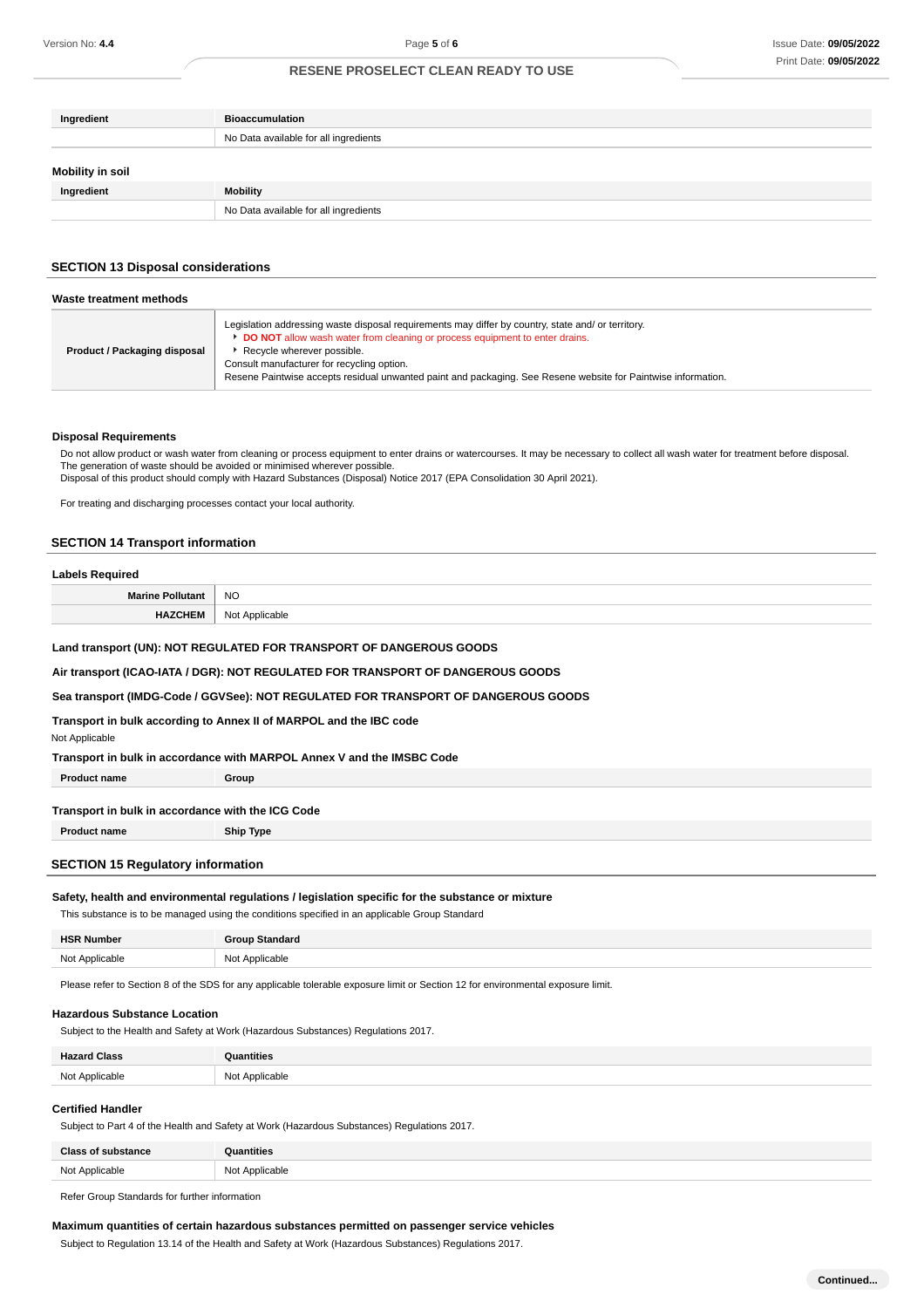| Ingredient | Bioaccumulation |
| --- | --- |
| | No Data available for all ingredients |

### Mobility in soil

| Ingredient | Mobility |
| --- | --- |
| | No Data available for all ingredients |

## SECTION 13 Disposal considerations

### Waste treatment methods

| | |
| --- | --- |
| **Product / Packaging disposal** | Legislation addressing waste disposal requirements may differ by country, state and/ or territory.<br>▸ **DO NOT** allow wash water from cleaning or process equipment to enter drains.<br>▸ Recycle wherever possible.<br>Consult manufacturer for recycling option.<br>Resene Paintwise accepts residual unwanted paint and packaging. See Resene website for Paintwise information. |

### Disposal Requirements

Do not allow product or wash water from cleaning or process equipment to enter drains or watercourses. It may be necessary to collect all wash water for treatment before disposal.
The generation of waste should be avoided or minimised wherever possible.
Disposal of this product should comply with Hazard Substances (Disposal) Notice 2017 (EPA Consolidation 30 April 2021).

For treating and discharging processes contact your local authority.

## SECTION 14 Transport information

### Labels Required

| | |
| --- | --- |
| **Marine Pollutant** | NO |
| **HAZCHEM** | Not Applicable |

**Land transport (UN): NOT REGULATED FOR TRANSPORT OF DANGEROUS GOODS**

**Air transport (ICAO-IATA / DGR): NOT REGULATED FOR TRANSPORT OF DANGEROUS GOODS**

**Sea transport (IMDG-Code / GGVSee): NOT REGULATED FOR TRANSPORT OF DANGEROUS GOODS**

**Transport in bulk according to Annex II of MARPOL and the IBC code**

Not Applicable

**Transport in bulk in accordance with MARPOL Annex V and the IMSBC Code**

| Product name | Group |
| --- | --- |

**Transport in bulk in accordance with the ICG Code**

| Product name | Ship Type |
| --- | --- |

## SECTION 15 Regulatory information

### Safety, health and environmental regulations / legislation specific for the substance or mixture

This substance is to be managed using the conditions specified in an applicable Group Standard

| HSR Number | Group Standard |
| --- | --- |
| Not Applicable | Not Applicable |

Please refer to Section 8 of the SDS for any applicable tolerable exposure limit or Section 12 for environmental exposure limit.

### Hazardous Substance Location

Subject to the Health and Safety at Work (Hazardous Substances) Regulations 2017.

| Hazard Class | Quantities |
| --- | --- |
| Not Applicable | Not Applicable |

### Certified Handler

Subject to Part 4 of the Health and Safety at Work (Hazardous Substances) Regulations 2017.

| Class of substance | Quantities |
| --- | --- |
| Not Applicable | Not Applicable |

Refer Group Standards for further information

### Maximum quantities of certain hazardous substances permitted on passenger service vehicles

Subject to Regulation 13.14 of the Health and Safety at Work (Hazardous Substances) Regulations 2017.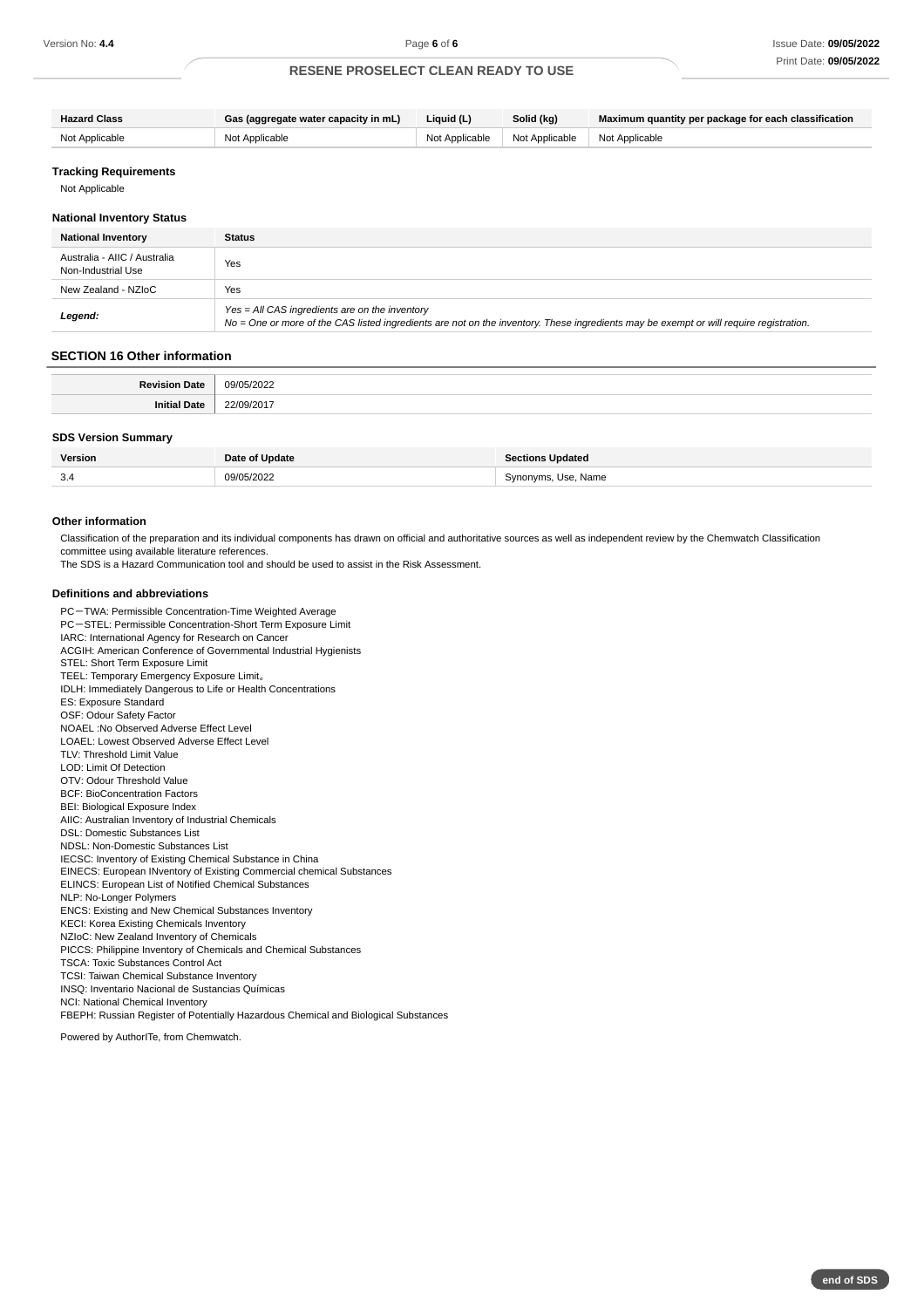| Hazard Class | Gas (aggregate water capacity in mL) | Liquid (L) | Solid (kg) | Maximum quantity per package for each classification |
|---|---|---|---|---|
| Not Applicable | Not Applicable | Not Applicable | Not Applicable | Not Applicable |

### Tracking Requirements

Not Applicable

### National Inventory Status

| National Inventory | Status |
|---|---|
| Australia - AIIC / Australia Non-Industrial Use | Yes |
| New Zealand - NZIoC | Yes |
| ***Legend:*** | *Yes = All CAS ingredients are on the inventory*<br>*No = One or more of the CAS listed ingredients are not on the inventory. These ingredients may be exempt or will require registration.* |

## SECTION 16 Other information

| | |
|---|---|
| **Revision Date** | 09/05/2022 |
| **Initial Date** | 22/09/2017 |

### SDS Version Summary

| Version | Date of Update | Sections Updated |
|---|---|---|
| 3.4 | 09/05/2022 | Synonyms, Use, Name |

### Other information

Classification of the preparation and its individual components has drawn on official and authoritative sources as well as independent review by the Chemwatch Classification committee using available literature references.
The SDS is a Hazard Communication tool and should be used to assist in the Risk Assessment.

### Definitions and abbreviations

PC－TWA: Permissible Concentration-Time Weighted Average
PC－STEL: Permissible Concentration-Short Term Exposure Limit
IARC: International Agency for Research on Cancer
ACGIH: American Conference of Governmental Industrial Hygienists
STEL: Short Term Exposure Limit
TEEL: Temporary Emergency Exposure Limit。
IDLH: Immediately Dangerous to Life or Health Concentrations
ES: Exposure Standard
OSF: Odour Safety Factor
NOAEL :No Observed Adverse Effect Level
LOAEL: Lowest Observed Adverse Effect Level
TLV: Threshold Limit Value
LOD: Limit Of Detection
OTV: Odour Threshold Value
BCF: BioConcentration Factors
BEI: Biological Exposure Index
AIIC: Australian Inventory of Industrial Chemicals
DSL: Domestic Substances List
NDSL: Non-Domestic Substances List
IECSC: Inventory of Existing Chemical Substance in China
EINECS: European INventory of Existing Commercial chemical Substances
ELINCS: European List of Notified Chemical Substances
NLP: No-Longer Polymers
ENCS: Existing and New Chemical Substances Inventory
KECI: Korea Existing Chemicals Inventory
NZIoC: New Zealand Inventory of Chemicals
PICCS: Philippine Inventory of Chemicals and Chemical Substances
TSCA: Toxic Substances Control Act
TCSI: Taiwan Chemical Substance Inventory
INSQ: Inventario Nacional de Sustancias Químicas
NCI: National Chemical Inventory
FBEPH: Russian Register of Potentially Hazardous Chemical and Biological Substances

Powered by AuthorITe, from Chemwatch.

end of SDS